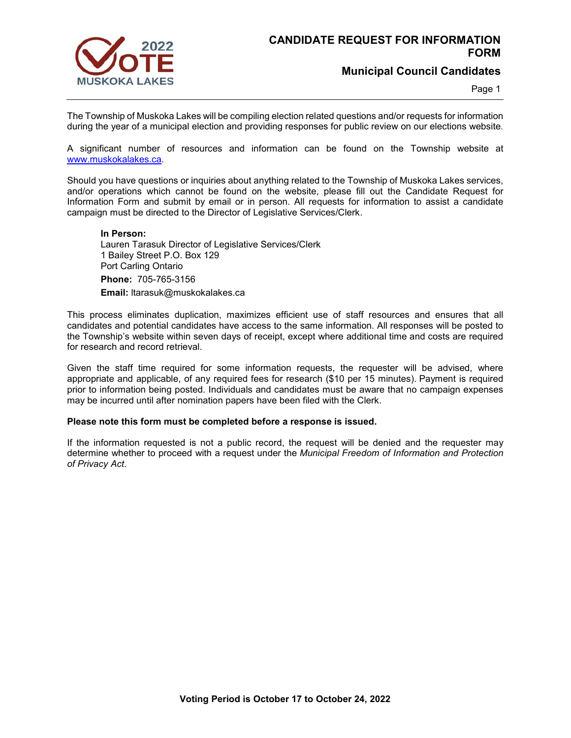# CANDIDATE REQUEST FOR INFORMATION FORM

## Municipal Council Candidates

The Township of Muskoka Lakes will be compiling election related questions and/or requests for information during the year of a municipal election and providing responses for public review on our elections website.

A significant number of resources and information can be found on the Township website at [www.muskokalakes.ca](http://www.muskokalakes.ca).

Should you have questions or inquiries about anything related to the Township of Muskoka Lakes services, and/or operations which cannot be found on the website, please fill out the Candidate Request for Information Form and submit by email or in person. All requests for information to assist a candidate campaign must be directed to the Director of Legislative Services/Clerk.

> **In Person:**
> Lauren Tarasuk Director of Legislative Services/Clerk
> 1 Bailey Street P.O. Box 129
> Port Carling Ontario
> **Phone:** 705-765-3156
> **Email:** ltarasuk@muskokalakes.ca

This process eliminates duplication, maximizes efficient use of staff resources and ensures that all candidates and potential candidates have access to the same information. All responses will be posted to the Township's website within seven days of receipt, except where additional time and costs are required for research and record retrieval.

Given the staff time required for some information requests, the requester will be advised, where appropriate and applicable, of any required fees for research ($10 per 15 minutes). Payment is required prior to information being posted. Individuals and candidates must be aware that no campaign expenses may be incurred until after nomination papers have been filed with the Clerk.

**Please note this form must be completed before a response is issued.**

If the information requested is not a public record, the request will be denied and the requester may determine whether to proceed with a request under the *Municipal Freedom of Information and Protection of Privacy Act*.

**Voting Period is October 17 to October 24, 2022**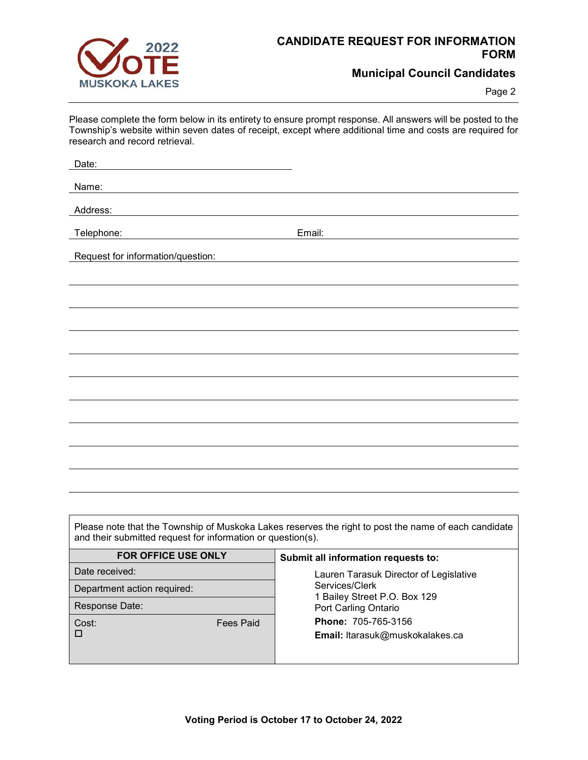# CANDIDATE REQUEST FOR INFORMATION FORM

## Municipal Council Candidates

Please complete the form below in its entirety to ensure prompt response. All answers will be posted to the Township's website within seven dates of receipt, except where additional time and costs are required for research and record retrieval.

Date: ____________________

Name: ____________________

Address: ____________________

Telephone: ____________________ Email: ____________________

Request for information/question: ____________________

Please note that the Township of Muskoka Lakes reserves the right to post the name of each candidate and their submitted request for information or question(s).

| FOR OFFICE USE ONLY | |
|---|---|
| Date received: | |
| Department action required: | |
| Response Date: | |
| Cost: | Fees Paid ☐ |

**Submit all information requests to:**

Lauren Tarasuk Director of Legislative Services/Clerk
1 Bailey Street P.O. Box 129
Port Carling Ontario

**Phone:** 705-765-3156

**Email:** ltarasuk@muskokalakes.ca

**Voting Period is October 17 to October 24, 2022**